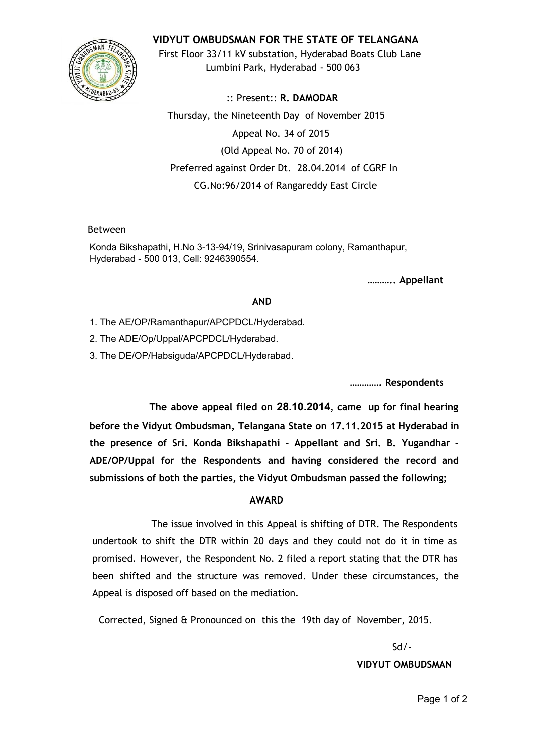# VIDYUT OMBUDSMAN FOR THE STATE OF TELANGANA

First Floor 33/11 kV substation, Hyderabad Boats Club Lane
Lumbini Park, Hyderabad - 500 063

:: Present:: **R. DAMODAR**

Thursday, the Nineteenth Day of November 2015

Appeal No. 34 of 2015

(Old Appeal No. 70 of 2014)

Preferred against Order Dt. 28.04.2014 of CGRF In
CG.No:96/2014 of Rangareddy East Circle

Between

Konda Bikshapathi, H.No 3-13-94/19, Srinivasapuram colony, Ramanthapur, Hyderabad - 500 013, Cell: 9246390554.

**……….. Appellant**

**AND**

1. The AE/OP/Ramanthapur/APCPDCL/Hyderabad.
2. The ADE/Op/Uppal/APCPDCL/Hyderabad.
3. The DE/OP/Habsiguda/APCPDCL/Hyderabad.

**…………. Respondents**

**The above appeal filed on 28.10.2014, came up for final hearing before the Vidyut Ombudsman, Telangana State on 17.11.2015 at Hyderabad in the presence of Sri. Konda Bikshapathi - Appellant and Sri. B. Yugandhar - ADE/OP/Uppal for the Respondents and having considered the record and submissions of both the parties, the Vidyut Ombudsman passed the following;**

## AWARD

The issue involved in this Appeal is shifting of DTR. The Respondents undertook to shift the DTR within 20 days and they could not do it in time as promised. However, the Respondent No. 2 filed a report stating that the DTR has been shifted and the structure was removed. Under these circumstances, the Appeal is disposed off based on the mediation.

Corrected, Signed & Pronounced on this the 19th day of November, 2015.

Sd/-

**VIDYUT OMBUDSMAN**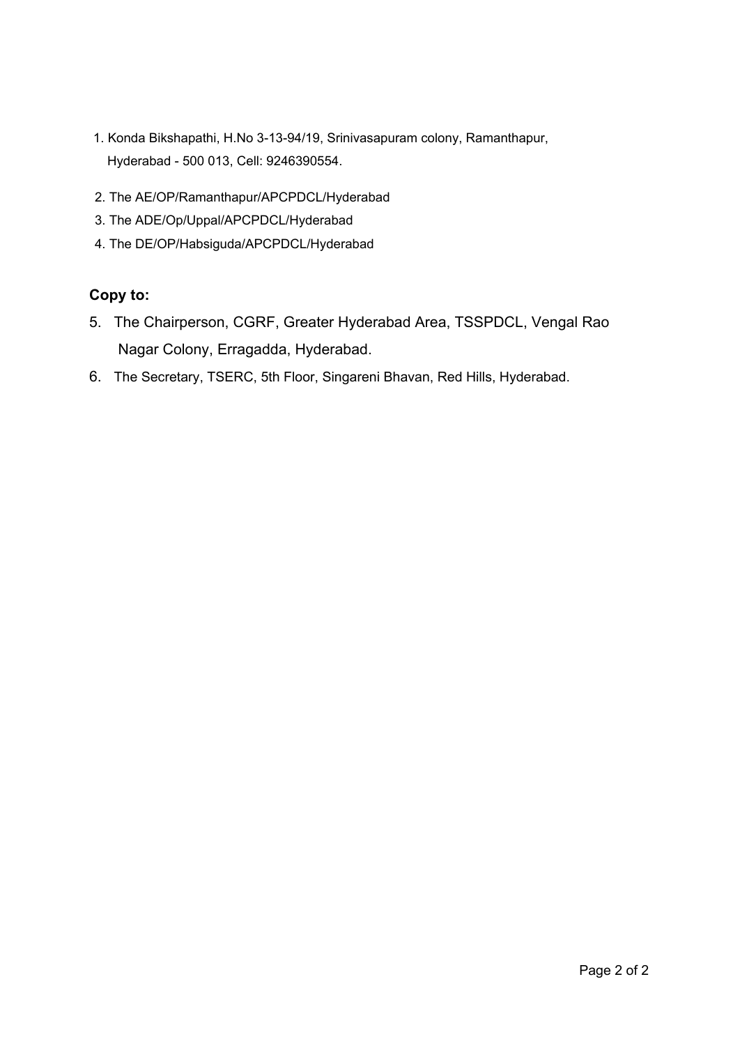1. Konda Bikshapathi, H.No 3-13-94/19, Srinivasapuram colony, Ramanthapur, Hyderabad - 500 013, Cell: 9246390554.
2. The AE/OP/Ramanthapur/APCPDCL/Hyderabad
3. The ADE/Op/Uppal/APCPDCL/Hyderabad
4. The DE/OP/Habsiguda/APCPDCL/Hyderabad

**Copy to:**

5. The Chairperson, CGRF, Greater Hyderabad Area, TSSPDCL, Vengal Rao Nagar Colony, Erragadda, Hyderabad.
6. The Secretary, TSERC, 5th Floor, Singareni Bhavan, Red Hills, Hyderabad.